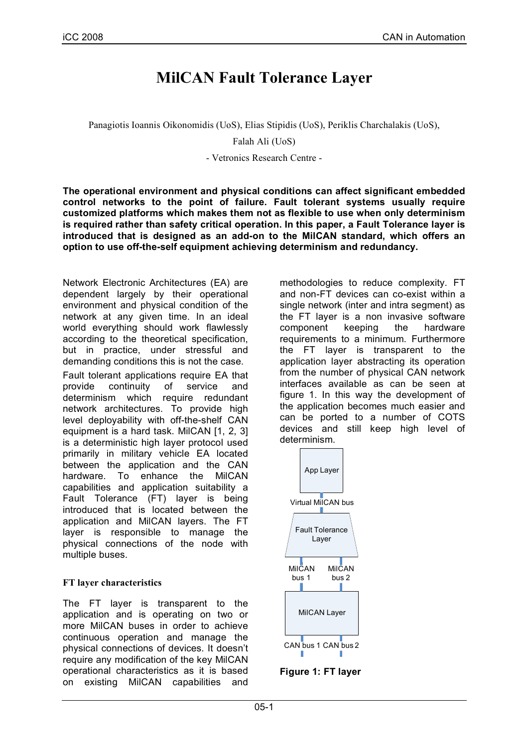# MilCAN Fault Tolerance Layer

Panagiotis Ioannis Oikonomidis (UoS), Elias Stipidis (UoS), Periklis Charchalakis (UoS), Falah Ali (UoS)

\- Vetronics Research Centre -

**The operational environment and physical conditions can affect significant embedded control networks to the point of failure. Fault tolerant systems usually require customized platforms which makes them not as flexible to use when only determinism is required rather than safety critical operation. In this paper, a Fault Tolerance layer is introduced that is designed as an add-on to the MilCAN standard, which offers an option to use off-the-self equipment achieving determinism and redundancy.**

Network Electronic Architectures (EA) are dependent largely by their operational environment and physical condition of the network at any given time. In an ideal world everything should work flawlessly according to the theoretical specification, but in practice, under stressful and demanding conditions this is not the case.

Fault tolerant applications require EA that provide continuity of service and determinism which require redundant network architectures. To provide high level deployability with off-the-shelf CAN equipment is a hard task. MilCAN [1, 2, 3] is a deterministic high layer protocol used primarily in military vehicle EA located between the application and the CAN hardware. To enhance the MilCAN capabilities and application suitability a Fault Tolerance (FT) layer is being introduced that is located between the application and MilCAN layers. The FT layer is responsible to manage the physical connections of the node with multiple buses.

### FT layer characteristics

The FT layer is transparent to the application and is operating on two or more MilCAN buses in order to achieve continuous operation and manage the physical connections of devices. It doesn't require any modification of the key MilCAN operational characteristics as it is based on existing MilCAN capabilities and methodologies to reduce complexity. FT and non-FT devices can co-exist within a single network (inter and intra segment) as the FT layer is a non invasive software component keeping the hardware requirements to a minimum. Furthermore the FT layer is transparent to the application layer abstracting its operation from the number of physical CAN network interfaces available as can be seen at figure 1. In this way the development of the application becomes much easier and can be ported to a number of COTS devices and still keep high level of determinism.

App Layer

Virtual MilCAN bus

Fault Tolerance Layer

MilCAN bus 1 MilCAN bus 2

MilCAN Layer

CAN bus 1 CAN bus 2

**Figure 1: FT layer**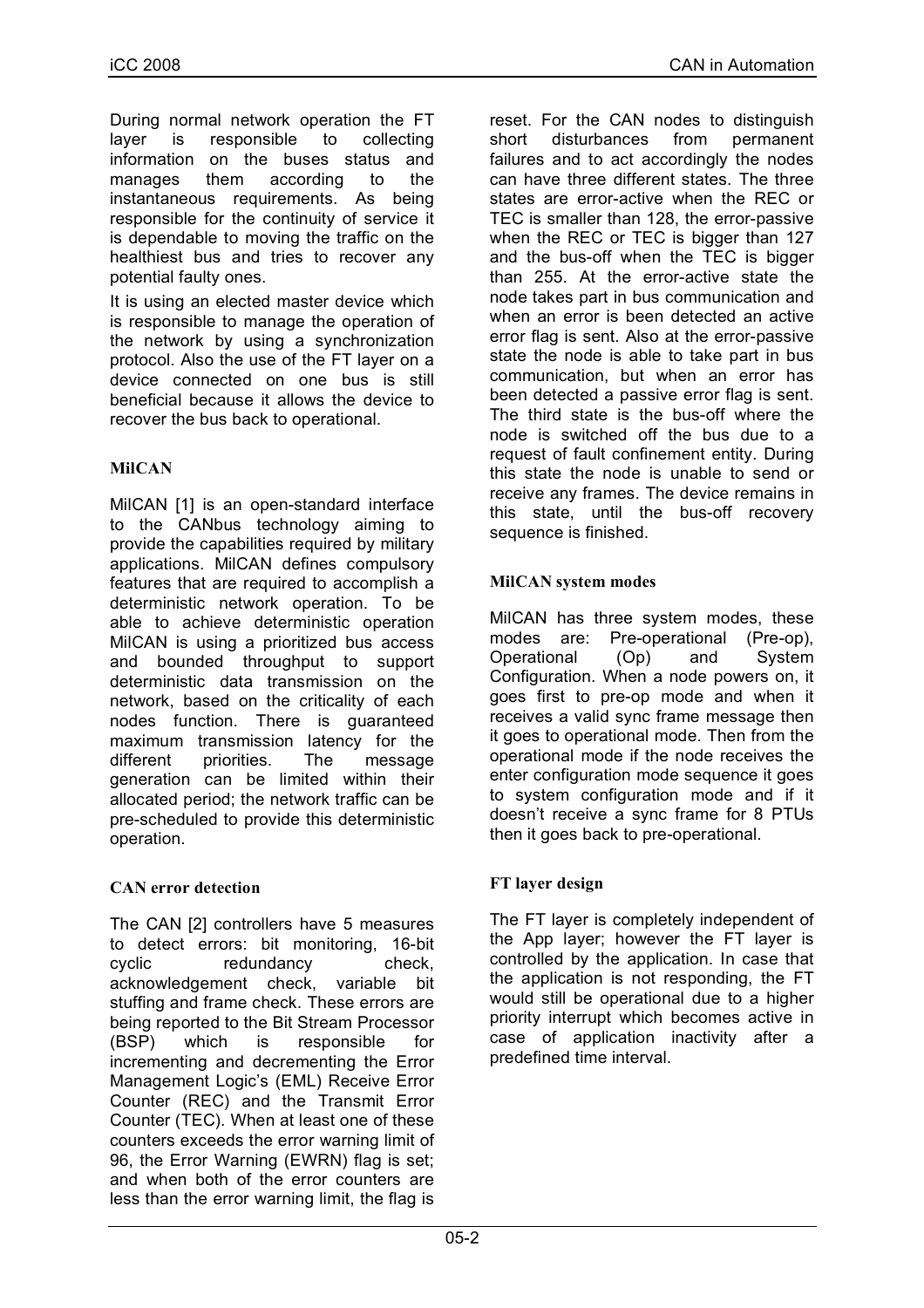During normal network operation the FT layer is responsible to collecting information on the buses status and manages them according to the instantaneous requirements. As being responsible for the continuity of service it is dependable to moving the traffic on the healthiest bus and tries to recover any potential faulty ones.

It is using an elected master device which is responsible to manage the operation of the network by using a synchronization protocol. Also the use of the FT layer on a device connected on one bus is still beneficial because it allows the device to recover the bus back to operational.

### MilCAN

MilCAN [1] is an open-standard interface to the CANbus technology aiming to provide the capabilities required by military applications. MilCAN defines compulsory features that are required to accomplish a deterministic network operation. To be able to achieve deterministic operation MilCAN is using a prioritized bus access and bounded throughput to support deterministic data transmission on the network, based on the criticality of each nodes function. There is guaranteed maximum transmission latency for the different priorities. The message generation can be limited within their allocated period; the network traffic can be pre-scheduled to provide this deterministic operation.

### CAN error detection

The CAN [2] controllers have 5 measures to detect errors: bit monitoring, 16-bit cyclic redundancy check, acknowledgement check, variable bit stuffing and frame check. These errors are being reported to the Bit Stream Processor (BSP) which is responsible for incrementing and decrementing the Error Management Logic's (EML) Receive Error Counter (REC) and the Transmit Error Counter (TEC). When at least one of these counters exceeds the error warning limit of 96, the Error Warning (EWRN) flag is set; and when both of the error counters are less than the error warning limit, the flag is reset. For the CAN nodes to distinguish short disturbances from permanent failures and to act accordingly the nodes can have three different states. The three states are error-active when the REC or TEC is smaller than 128, the error-passive when the REC or TEC is bigger than 127 and the bus-off when the TEC is bigger than 255. At the error-active state the node takes part in bus communication and when an error is been detected an active error flag is sent. Also at the error-passive state the node is able to take part in bus communication, but when an error has been detected a passive error flag is sent. The third state is the bus-off where the node is switched off the bus due to a request of fault confinement entity. During this state the node is unable to send or receive any frames. The device remains in this state, until the bus-off recovery sequence is finished.

### MilCAN system modes

MilCAN has three system modes, these modes are: Pre-operational (Pre-op), Operational (Op) and System Configuration. When a node powers on, it goes first to pre-op mode and when it receives a valid sync frame message then it goes to operational mode. Then from the operational mode if the node receives the enter configuration mode sequence it goes to system configuration mode and if it doesn't receive a sync frame for 8 PTUs then it goes back to pre-operational.

### FT layer design

The FT layer is completely independent of the App layer; however the FT layer is controlled by the application. In case that the application is not responding, the FT would still be operational due to a higher priority interrupt which becomes active in case of application inactivity after a predefined time interval.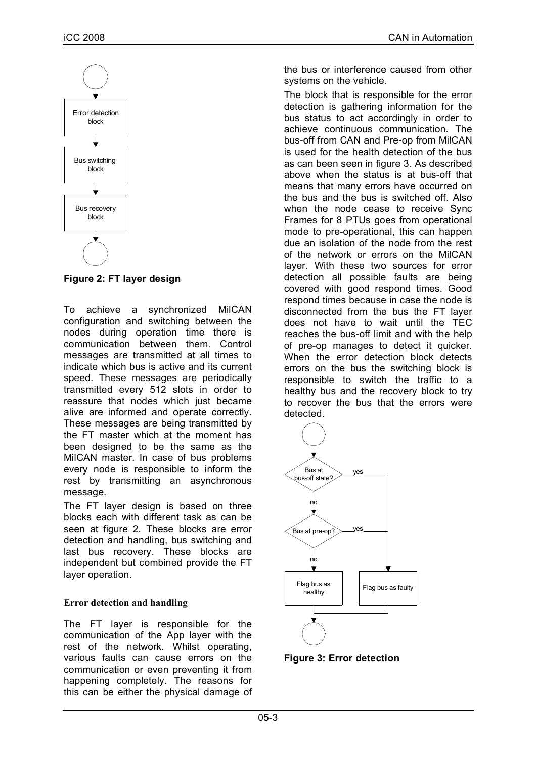Figure 2: FT layer design

To achieve a synchronized MilCAN configuration and switching between the nodes during operation time there is communication between them. Control messages are transmitted at all times to indicate which bus is active and its current speed. These messages are periodically transmitted every 512 slots in order to reassure that nodes which just became alive are informed and operate correctly. These messages are being transmitted by the FT master which at the moment has been designed to be the same as the MilCAN master. In case of bus problems every node is responsible to inform the rest by transmitting an asynchronous message.

The FT layer design is based on three blocks each with different task as can be seen at figure 2. These blocks are error detection and handling, bus switching and last bus recovery. These blocks are independent but combined provide the FT layer operation.

### Error detection and handling

The FT layer is responsible for the communication of the App layer with the rest of the network. Whilst operating, various faults can cause errors on the communication or even preventing it from happening completely. The reasons for this can be either the physical damage of the bus or interference caused from other systems on the vehicle.

The block that is responsible for the error detection is gathering information for the bus status to act accordingly in order to achieve continuous communication. The bus-off from CAN and Pre-op from MilCAN is used for the health detection of the bus as can been seen in figure 3. As described above when the status is at bus-off that means that many errors have occurred on the bus and the bus is switched off. Also when the node cease to receive Sync Frames for 8 PTUs goes from operational mode to pre-operational, this can happen due an isolation of the node from the rest of the network or errors on the MilCAN layer. With these two sources for error detection all possible faults are being covered with good respond times. Good respond times because in case the node is disconnected from the bus the FT layer does not have to wait until the TEC reaches the bus-off limit and with the help of pre-op manages to detect it quicker. When the error detection block detects errors on the bus the switching block is responsible to switch the traffic to a healthy bus and the recovery block to try to recover the bus that the errors were detected.

Figure 3: Error detection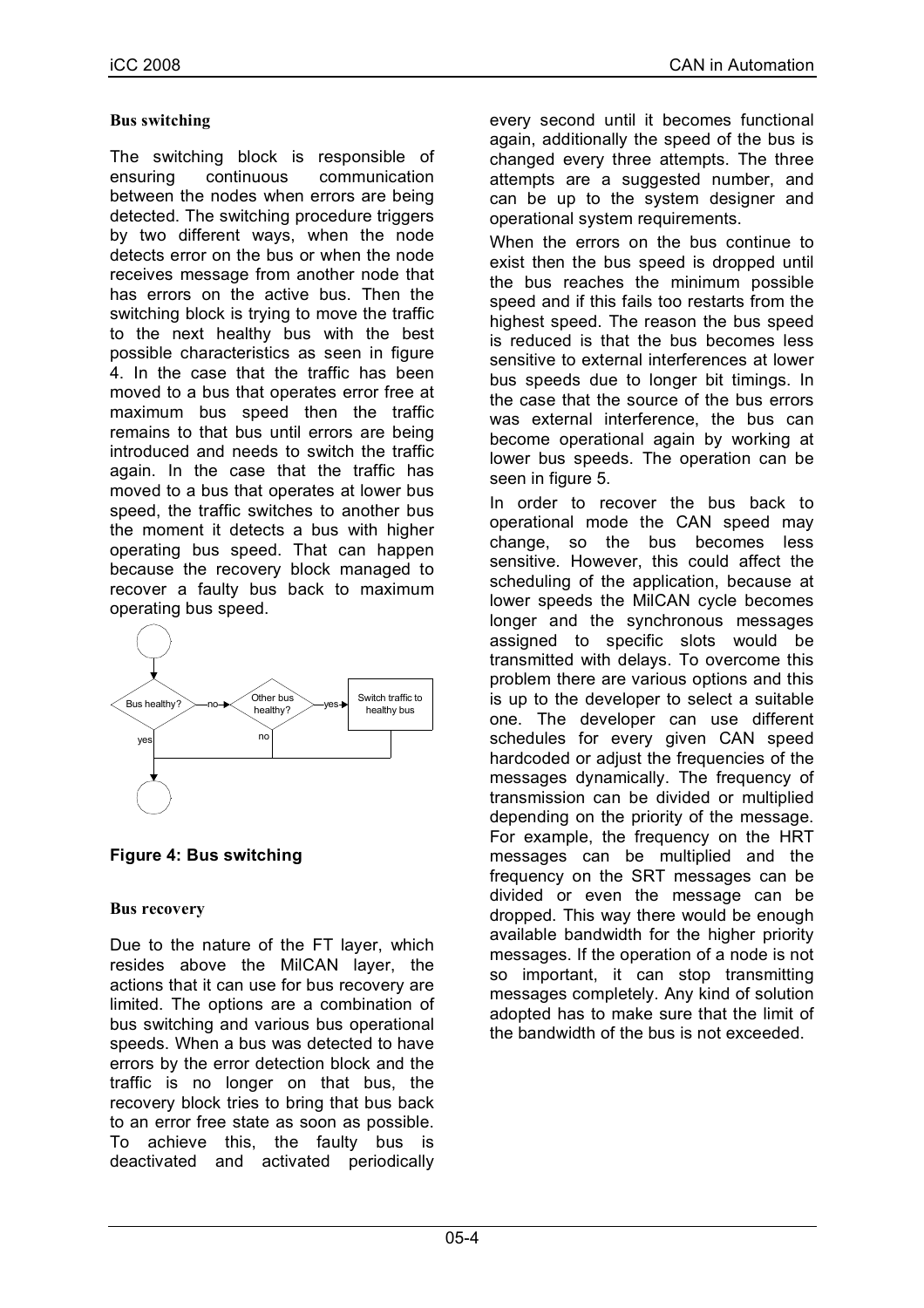### Bus switching

The switching block is responsible of ensuring continuous communication between the nodes when errors are being detected. The switching procedure triggers by two different ways, when the node detects error on the bus or when the node receives message from another node that has errors on the active bus. Then the switching block is trying to move the traffic to the next healthy bus with the best possible characteristics as seen in figure 4. In the case that the traffic has been moved to a bus that operates error free at maximum bus speed then the traffic remains to that bus until errors are being introduced and needs to switch the traffic again. In the case that the traffic has moved to a bus that operates at lower bus speed, the traffic switches to another bus the moment it detects a bus with higher operating bus speed. That can happen because the recovery block managed to recover a faulty bus back to maximum operating bus speed.

Bus healthy? — no → Other bus healthy? — yes → Switch traffic to healthy bus

yes / no

**Figure 4: Bus switching**

### Bus recovery

Due to the nature of the FT layer, which resides above the MilCAN layer, the actions that it can use for bus recovery are limited. The options are a combination of bus switching and various bus operational speeds. When a bus was detected to have errors by the error detection block and the traffic is no longer on that bus, the recovery block tries to bring that bus back to an error free state as soon as possible. To achieve this, the faulty bus is deactivated and activated periodically every second until it becomes functional again, additionally the speed of the bus is changed every three attempts. The three attempts are a suggested number, and can be up to the system designer and operational system requirements.

When the errors on the bus continue to exist then the bus speed is dropped until the bus reaches the minimum possible speed and if this fails too restarts from the highest speed. The reason the bus speed is reduced is that the bus becomes less sensitive to external interferences at lower bus speeds due to longer bit timings. In the case that the source of the bus errors was external interference, the bus can become operational again by working at lower bus speeds. The operation can be seen in figure 5.

In order to recover the bus back to operational mode the CAN speed may change, so the bus becomes less sensitive. However, this could affect the scheduling of the application, because at lower speeds the MilCAN cycle becomes longer and the synchronous messages assigned to specific slots would be transmitted with delays. To overcome this problem there are various options and this is up to the developer to select a suitable one. The developer can use different schedules for every given CAN speed hardcoded or adjust the frequencies of the messages dynamically. The frequency of transmission can be divided or multiplied depending on the priority of the message. For example, the frequency on the HRT messages can be multiplied and the frequency on the SRT messages can be divided or even the message can be dropped. This way there would be enough available bandwidth for the higher priority messages. If the operation of a node is not so important, it can stop transmitting messages completely. Any kind of solution adopted has to make sure that the limit of the bandwidth of the bus is not exceeded.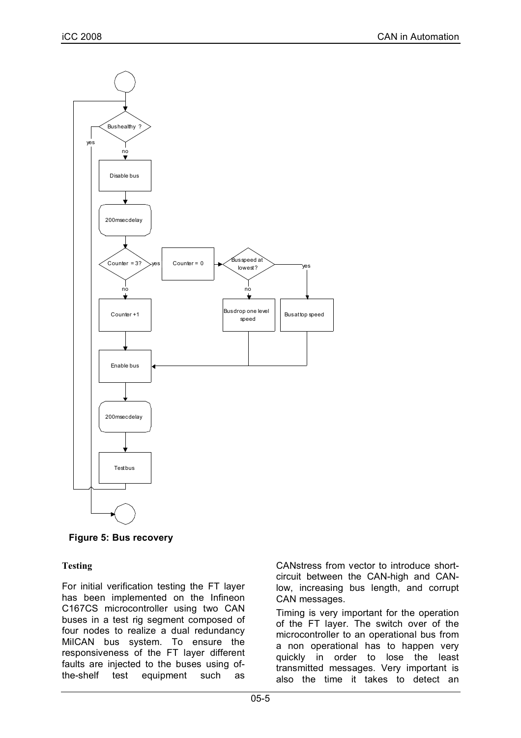Figure 5: Bus recovery

### Testing

For initial verification testing the FT layer has been implemented on the Infineon C167CS microcontroller using two CAN buses in a test rig segment composed of four nodes to realize a dual redundancy MilCAN bus system. To ensure the responsiveness of the FT layer different faults are injected to the buses using of-the-shelf test equipment such as CANstress from vector to introduce short-circuit between the CAN-high and CAN-low, increasing bus length, and corrupt CAN messages.

Timing is very important for the operation of the FT layer. The switch over of the microcontroller to an operational bus from a non operational has to happen very quickly in order to lose the least transmitted messages. Very important is also the time it takes to detect an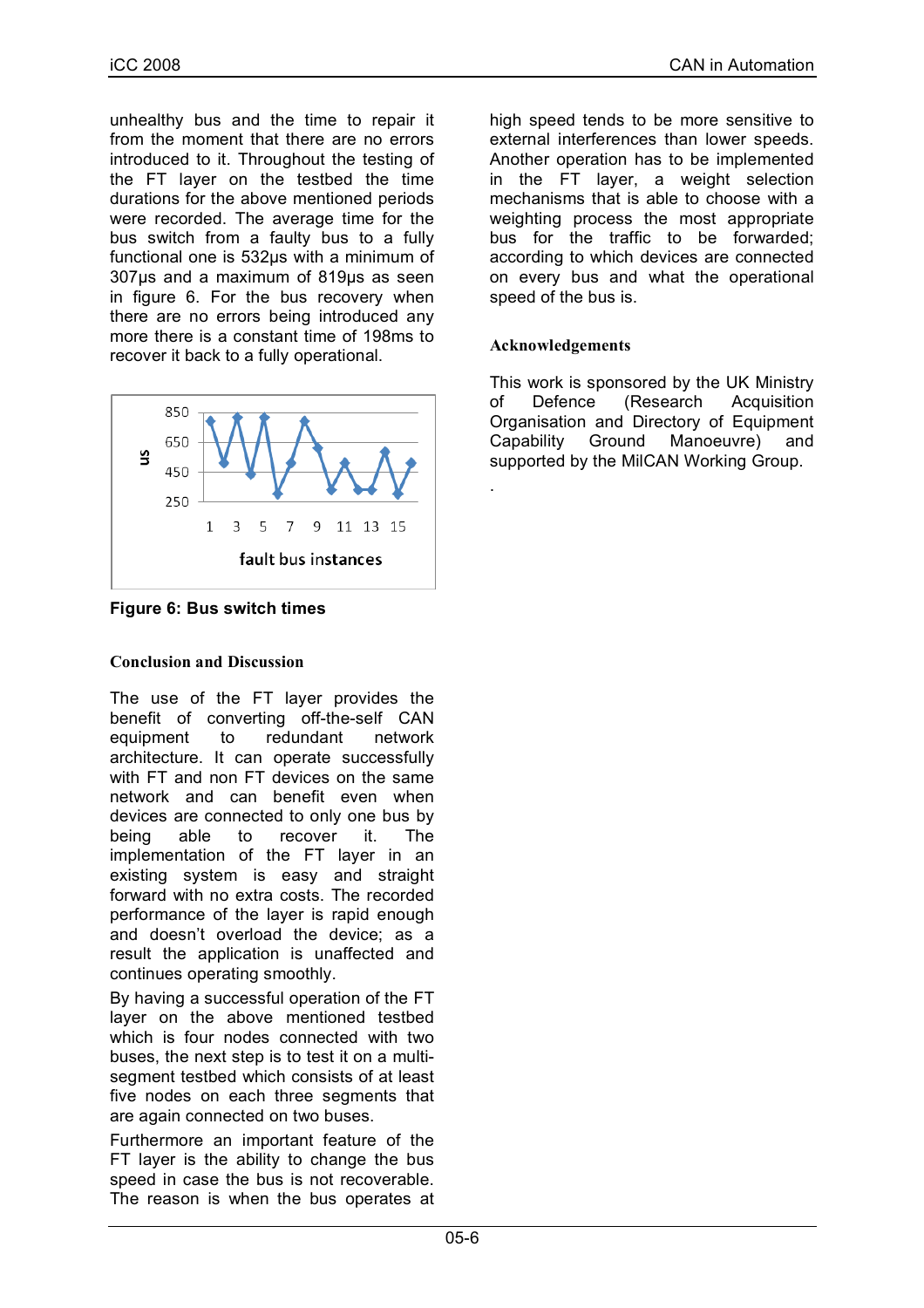unhealthy bus and the time to repair it from the moment that there are no errors introduced to it. Throughout the testing of the FT layer on the testbed the time durations for the above mentioned periods were recorded. The average time for the bus switch from a faulty bus to a fully functional one is 532µs with a minimum of 307µs and a maximum of 819µs as seen in figure 6. For the bus recovery when there are no errors being introduced any more there is a constant time of 198ms to recover it back to a fully operational.

**Figure 6: Bus switch times**

### Conclusion and Discussion

The use of the FT layer provides the benefit of converting off-the-self CAN equipment to redundant network architecture. It can operate successfully with FT and non FT devices on the same network and can benefit even when devices are connected to only one bus by being able to recover it. The implementation of the FT layer in an existing system is easy and straight forward with no extra costs. The recorded performance of the layer is rapid enough and doesn't overload the device; as a result the application is unaffected and continues operating smoothly.

By having a successful operation of the FT layer on the above mentioned testbed which is four nodes connected with two buses, the next step is to test it on a multi-segment testbed which consists of at least five nodes on each three segments that are again connected on two buses.

Furthermore an important feature of the FT layer is the ability to change the bus speed in case the bus is not recoverable. The reason is when the bus operates at high speed tends to be more sensitive to external interferences than lower speeds. Another operation has to be implemented in the FT layer, a weight selection mechanisms that is able to choose with a weighting process the most appropriate bus for the traffic to be forwarded; according to which devices are connected on every bus and what the operational speed of the bus is.

### Acknowledgements

This work is sponsored by the UK Ministry of Defence (Research Acquisition Organisation and Directory of Equipment Capability Ground Manoeuvre) and supported by the MilCAN Working Group.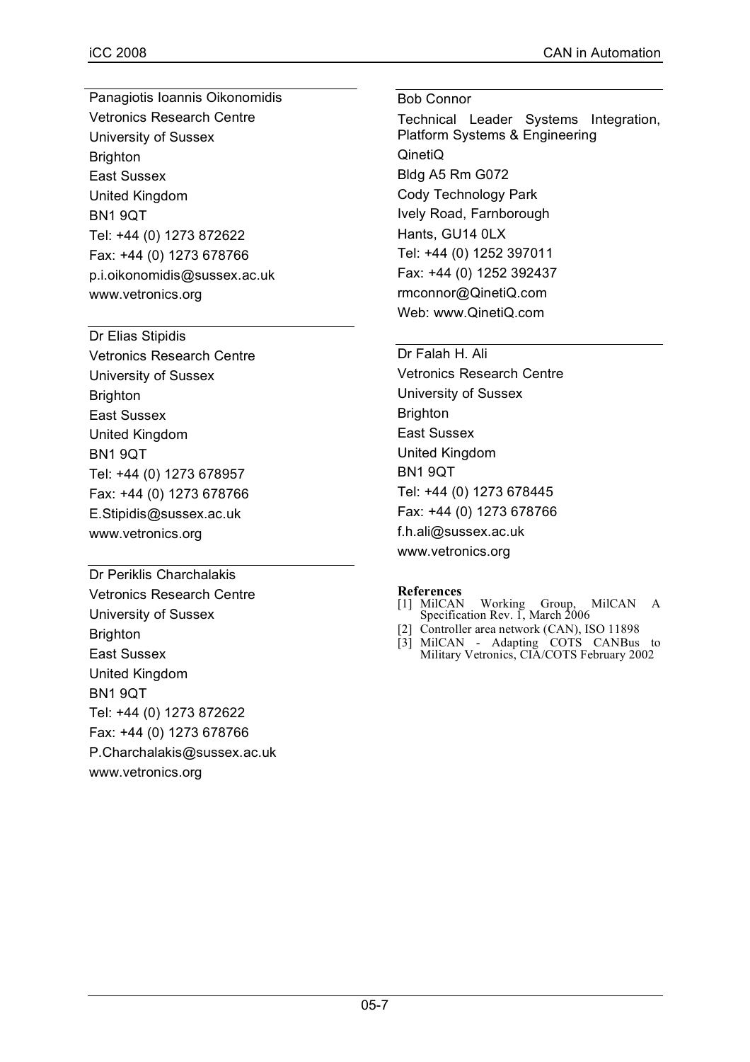Panagiotis Ioannis Oikonomidis
Vetronics Research Centre
University of Sussex
Brighton
East Sussex
United Kingdom
BN1 9QT
Tel: +44 (0) 1273 872622
Fax: +44 (0) 1273 678766
p.i.oikonomidis@sussex.ac.uk
www.vetronics.org

Dr Elias Stipidis
Vetronics Research Centre
University of Sussex
Brighton
East Sussex
United Kingdom
BN1 9QT
Tel: +44 (0) 1273 678957
Fax: +44 (0) 1273 678766
E.Stipidis@sussex.ac.uk
www.vetronics.org

Dr Periklis Charchalakis
Vetronics Research Centre
University of Sussex
Brighton
East Sussex
United Kingdom
BN1 9QT
Tel: +44 (0) 1273 872622
Fax: +44 (0) 1273 678766
P.Charchalakis@sussex.ac.uk
www.vetronics.org

Bob Connor
Technical Leader Systems Integration, Platform Systems & Engineering
QinetiQ
Bldg A5 Rm G072
Cody Technology Park
Ively Road, Farnborough
Hants, GU14 0LX
Tel: +44 (0) 1252 397011
Fax: +44 (0) 1252 392437
rmconnor@QinetiQ.com
Web: www.QinetiQ.com

Dr Falah H. Ali
Vetronics Research Centre
University of Sussex
Brighton
East Sussex
United Kingdom
BN1 9QT
Tel: +44 (0) 1273 678445
Fax: +44 (0) 1273 678766
f.h.ali@sussex.ac.uk
www.vetronics.org

**References**

[1] MilCAN Working Group, MilCAN A Specification Rev. 1, March 2006

[2] Controller area network (CAN), ISO 11898

[3] MilCAN - Adapting COTS CANBus to Military Vetronics, CIA/COTS February 2002